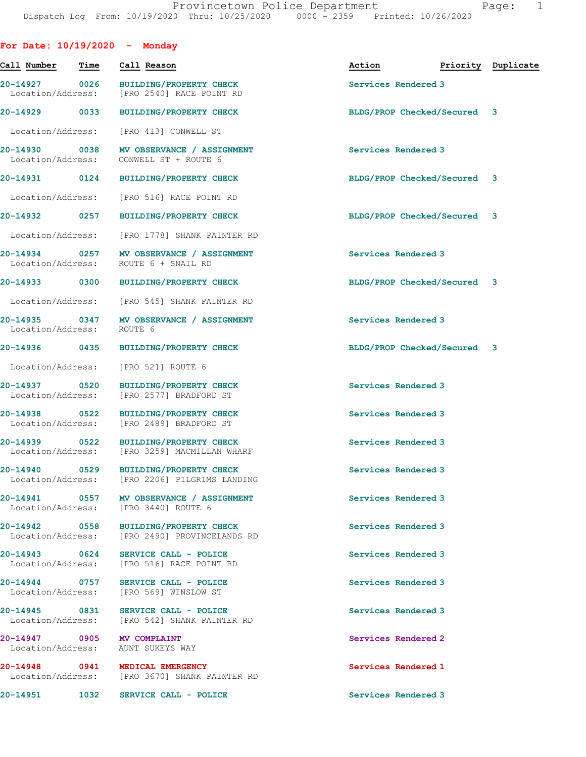Provincetown Police Department
Dispatch Log From: 10/19/2020 Thru: 10/25/2020 0000 - 2359 Printed: 10/26/2020

**For Date: 10/19/2020 - Monday**

| Call Number | Time | Call Reason | Action | Priority | Duplicate |
|---|---|---|---|---|---|
| 20-14927 | 0026 | BUILDING/PROPERTY CHECK<br>Location/Address: [PRO 2540] RACE POINT RD | Services Rendered | 3 | |
| 20-14929 | 0033 | BUILDING/PROPERTY CHECK<br>Location/Address: [PRO 413] CONWELL ST | BLDG/PROP Checked/Secured | 3 | |
| 20-14930 | 0038 | MV OBSERVANCE / ASSIGNMENT<br>Location/Address: CONWELL ST + ROUTE 6 | Services Rendered | 3 | |
| 20-14931 | 0124 | BUILDING/PROPERTY CHECK<br>Location/Address: [PRO 516] RACE POINT RD | BLDG/PROP Checked/Secured | 3 | |
| 20-14932 | 0257 | BUILDING/PROPERTY CHECK<br>Location/Address: [PRO 1778] SHANK PAINTER RD | BLDG/PROP Checked/Secured | 3 | |
| 20-14934 | 0257 | MV OBSERVANCE / ASSIGNMENT<br>Location/Address: ROUTE 6 + SNAIL RD | Services Rendered | 3 | |
| 20-14933 | 0300 | BUILDING/PROPERTY CHECK<br>Location/Address: [PRO 545] SHANK PAINTER RD | BLDG/PROP Checked/Secured | 3 | |
| 20-14935 | 0347 | MV OBSERVANCE / ASSIGNMENT<br>Location/Address: ROUTE 6 | Services Rendered | 3 | |
| 20-14936 | 0435 | BUILDING/PROPERTY CHECK<br>Location/Address: [PRO 521] ROUTE 6 | BLDG/PROP Checked/Secured | 3 | |
| 20-14937 | 0520 | BUILDING/PROPERTY CHECK<br>Location/Address: [PRO 2577] BRADFORD ST | Services Rendered | 3 | |
| 20-14938 | 0522 | BUILDING/PROPERTY CHECK<br>Location/Address: [PRO 2489] BRADFORD ST | Services Rendered | 3 | |
| 20-14939 | 0522 | BUILDING/PROPERTY CHECK<br>Location/Address: [PRO 3259] MACMILLAN WHARF | Services Rendered | 3 | |
| 20-14940 | 0529 | BUILDING/PROPERTY CHECK<br>Location/Address: [PRO 2206] PILGRIMS LANDING | Services Rendered | 3 | |
| 20-14941 | 0557 | MV OBSERVANCE / ASSIGNMENT<br>Location/Address: [PRO 3440] ROUTE 6 | Services Rendered | 3 | |
| 20-14942 | 0558 | BUILDING/PROPERTY CHECK<br>Location/Address: [PRO 2490] PROVINCELANDS RD | Services Rendered | 3 | |
| 20-14943 | 0624 | SERVICE CALL - POLICE<br>Location/Address: [PRO 516] RACE POINT RD | Services Rendered | 3 | |
| 20-14944 | 0757 | SERVICE CALL - POLICE<br>Location/Address: [PRO 569] WINSLOW ST | Services Rendered | 3 | |
| 20-14945 | 0831 | SERVICE CALL - POLICE<br>Location/Address: [PRO 542] SHANK PAINTER RD | Services Rendered | 3 | |
| 20-14947 | 0905 | MV COMPLAINT<br>Location/Address: AUNT SUKEYS WAY | Services Rendered | 2 | |
| 20-14948 | 0941 | MEDICAL EMERGENCY<br>Location/Address: [PRO 3670] SHANK PAINTER RD | Services Rendered | 1 | |
| 20-14951 | 1032 | SERVICE CALL - POLICE | Services Rendered | 3 | |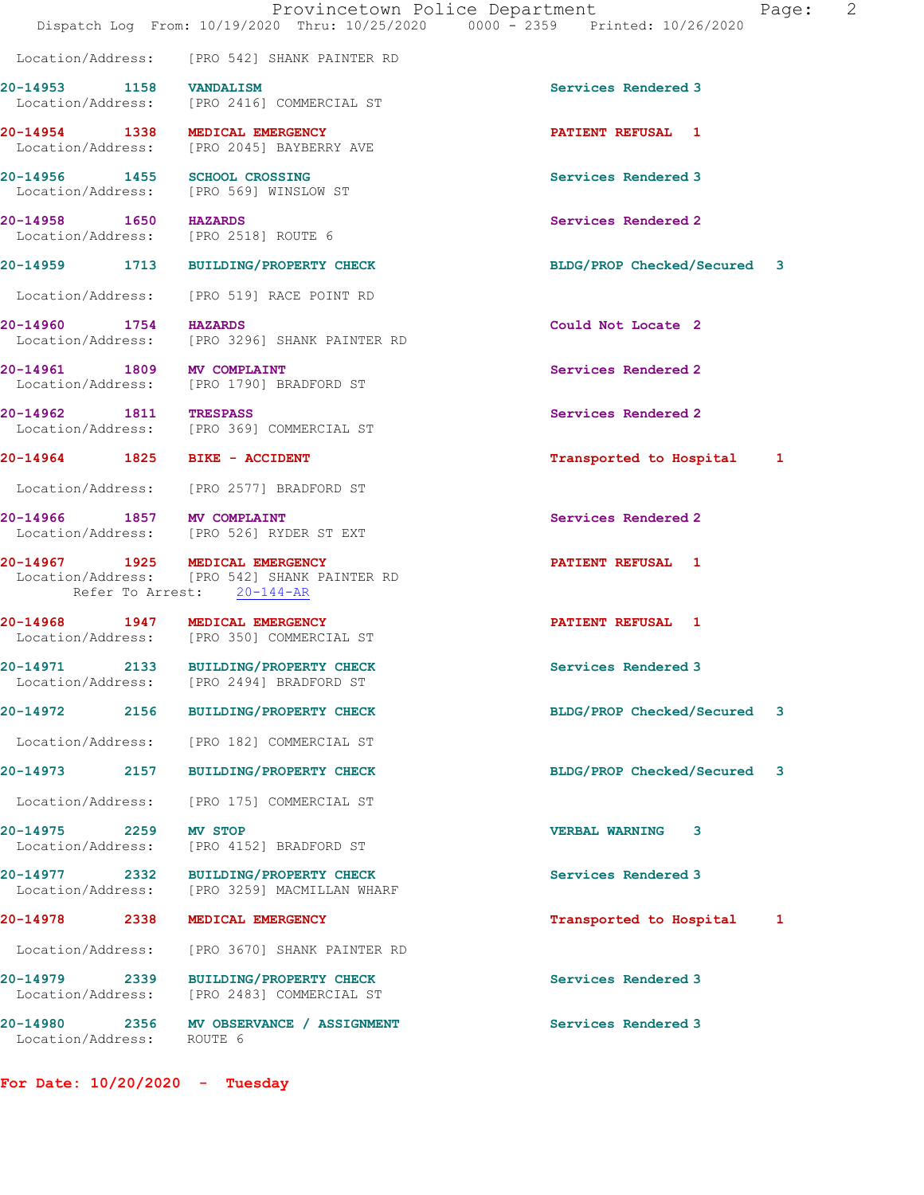Location/Address: [PRO 542] SHANK PAINTER RD

**20-14953** 1158 **VANDALISM** Services Rendered 3
Location/Address: [PRO 2416] COMMERCIAL ST

**20-14954** 1338 **MEDICAL EMERGENCY** PATIENT REFUSAL 1
Location/Address: [PRO 2045] BAYBERRY AVE

**20-14956** 1455 **SCHOOL CROSSING** Services Rendered 3
Location/Address: [PRO 569] WINSLOW ST

**20-14958** 1650 **HAZARDS** Services Rendered 2
Location/Address: [PRO 2518] ROUTE 6

**20-14959** 1713 **BUILDING/PROPERTY CHECK** BLDG/PROP Checked/Secured 3
Location/Address: [PRO 519] RACE POINT RD

**20-14960** 1754 **HAZARDS** Could Not Locate 2
Location/Address: [PRO 3296] SHANK PAINTER RD

**20-14961** 1809 **MV COMPLAINT** Services Rendered 2
Location/Address: [PRO 1790] BRADFORD ST

**20-14962** 1811 **TRESPASS** Services Rendered 2
Location/Address: [PRO 369] COMMERCIAL ST

**20-14964** 1825 **BIKE - ACCIDENT** Transported to Hospital 1
Location/Address: [PRO 2577] BRADFORD ST

**20-14966** 1857 **MV COMPLAINT** Services Rendered 2
Location/Address: [PRO 526] RYDER ST EXT

**20-14967** 1925 **MEDICAL EMERGENCY** PATIENT REFUSAL 1
Location/Address: [PRO 542] SHANK PAINTER RD
Refer To Arrest: 20-144-AR

**20-14968** 1947 **MEDICAL EMERGENCY** PATIENT REFUSAL 1
Location/Address: [PRO 350] COMMERCIAL ST

**20-14971** 2133 **BUILDING/PROPERTY CHECK** Services Rendered 3
Location/Address: [PRO 2494] BRADFORD ST

**20-14972** 2156 **BUILDING/PROPERTY CHECK** BLDG/PROP Checked/Secured 3
Location/Address: [PRO 182] COMMERCIAL ST

**20-14973** 2157 **BUILDING/PROPERTY CHECK** BLDG/PROP Checked/Secured 3
Location/Address: [PRO 175] COMMERCIAL ST

**20-14975** 2259 **MV STOP** VERBAL WARNING 3
Location/Address: [PRO 4152] BRADFORD ST

**20-14977** 2332 **BUILDING/PROPERTY CHECK** Services Rendered 3
Location/Address: [PRO 3259] MACMILLAN WHARF

**20-14978** 2338 **MEDICAL EMERGENCY** Transported to Hospital 1
Location/Address: [PRO 3670] SHANK PAINTER RD

**20-14979** 2339 **BUILDING/PROPERTY CHECK** Services Rendered 3
Location/Address: [PRO 2483] COMMERCIAL ST

**20-14980** 2356 **MV OBSERVANCE / ASSIGNMENT** Services Rendered 3
Location/Address: ROUTE 6

**For Date: 10/20/2020 - Tuesday**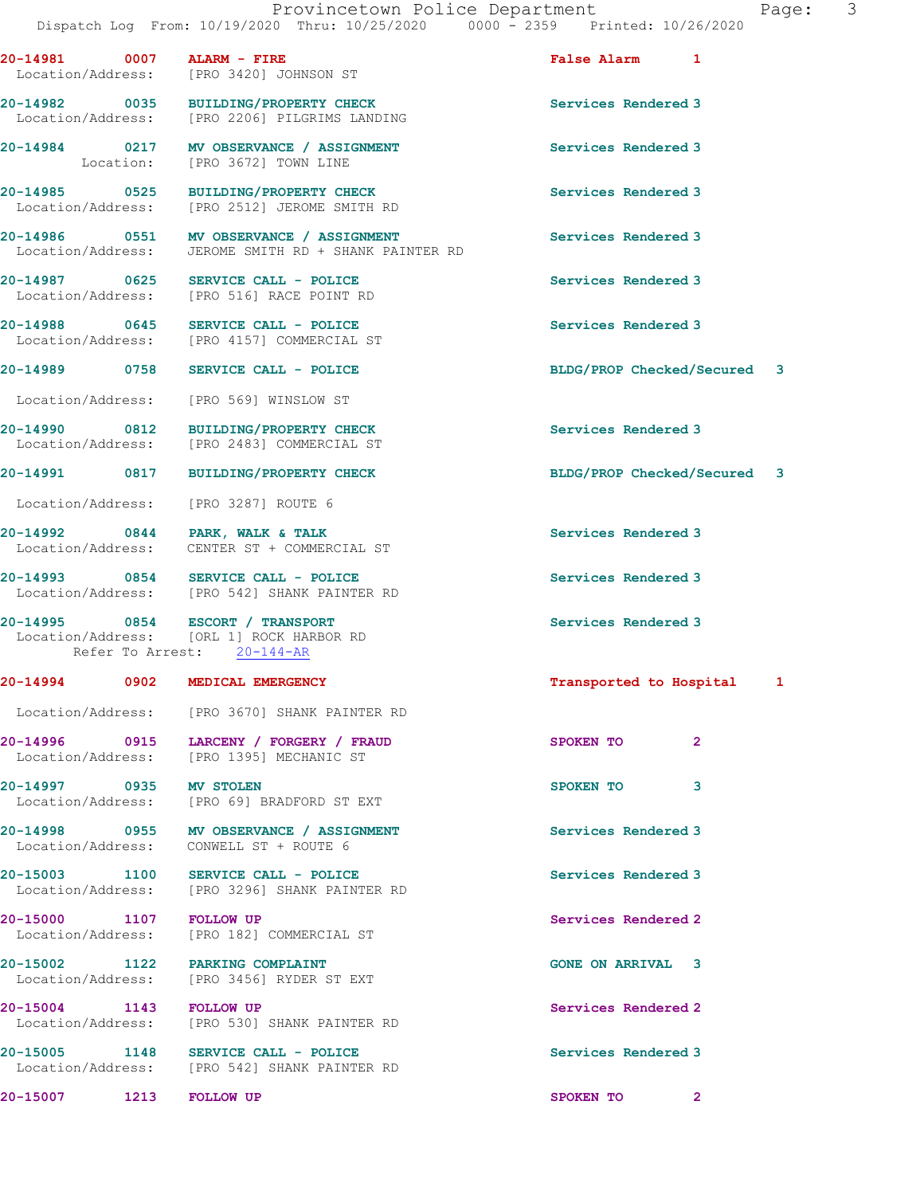Provincetown Police Department
Dispatch Log From: 10/19/2020 Thru: 10/25/2020 0000 - 2359 Printed: 10/26/2020

**20-14981 0007 ALARM - FIRE** — False Alarm 1
Location/Address: [PRO 3420] JOHNSON ST

**20-14982 0035 BUILDING/PROPERTY CHECK** — Services Rendered 3
Location/Address: [PRO 2206] PILGRIMS LANDING

**20-14984 0217 MV OBSERVANCE / ASSIGNMENT** — Services Rendered 3
Location: [PRO 3672] TOWN LINE

**20-14985 0525 BUILDING/PROPERTY CHECK** — Services Rendered 3
Location/Address: [PRO 2512] JEROME SMITH RD

**20-14986 0551 MV OBSERVANCE / ASSIGNMENT** — Services Rendered 3
Location/Address: JEROME SMITH RD + SHANK PAINTER RD

**20-14987 0625 SERVICE CALL - POLICE** — Services Rendered 3
Location/Address: [PRO 516] RACE POINT RD

**20-14988 0645 SERVICE CALL - POLICE** — Services Rendered 3
Location/Address: [PRO 4157] COMMERCIAL ST

**20-14989 0758 SERVICE CALL - POLICE** — BLDG/PROP Checked/Secured 3
Location/Address: [PRO 569] WINSLOW ST

**20-14990 0812 BUILDING/PROPERTY CHECK** — Services Rendered 3
Location/Address: [PRO 2483] COMMERCIAL ST

**20-14991 0817 BUILDING/PROPERTY CHECK** — BLDG/PROP Checked/Secured 3
Location/Address: [PRO 3287] ROUTE 6

**20-14992 0844 PARK, WALK & TALK** — Services Rendered 3
Location/Address: CENTER ST + COMMERCIAL ST

**20-14993 0854 SERVICE CALL - POLICE** — Services Rendered 3
Location/Address: [PRO 542] SHANK PAINTER RD

**20-14995 0854 ESCORT / TRANSPORT** — Services Rendered 3
Location/Address: [ORL 1] ROCK HARBOR RD
Refer To Arrest: 20-144-AR

**20-14994 0902 MEDICAL EMERGENCY** — Transported to Hospital 1
Location/Address: [PRO 3670] SHANK PAINTER RD

**20-14996 0915 LARCENY / FORGERY / FRAUD** — SPOKEN TO 2
Location/Address: [PRO 1395] MECHANIC ST

**20-14997 0935 MV STOLEN** — SPOKEN TO 3
Location/Address: [PRO 69] BRADFORD ST EXT

**20-14998 0955 MV OBSERVANCE / ASSIGNMENT** — Services Rendered 3
Location/Address: CONWELL ST + ROUTE 6

**20-15003 1100 SERVICE CALL - POLICE** — Services Rendered 3
Location/Address: [PRO 3296] SHANK PAINTER RD

**20-15000 1107 FOLLOW UP** — Services Rendered 2
Location/Address: [PRO 182] COMMERCIAL ST

**20-15002 1122 PARKING COMPLAINT** — GONE ON ARRIVAL 3
Location/Address: [PRO 3456] RYDER ST EXT

**20-15004 1143 FOLLOW UP** — Services Rendered 2
Location/Address: [PRO 530] SHANK PAINTER RD

**20-15005 1148 SERVICE CALL - POLICE** — Services Rendered 3
Location/Address: [PRO 542] SHANK PAINTER RD

**20-15007 1213 FOLLOW UP** — SPOKEN TO 2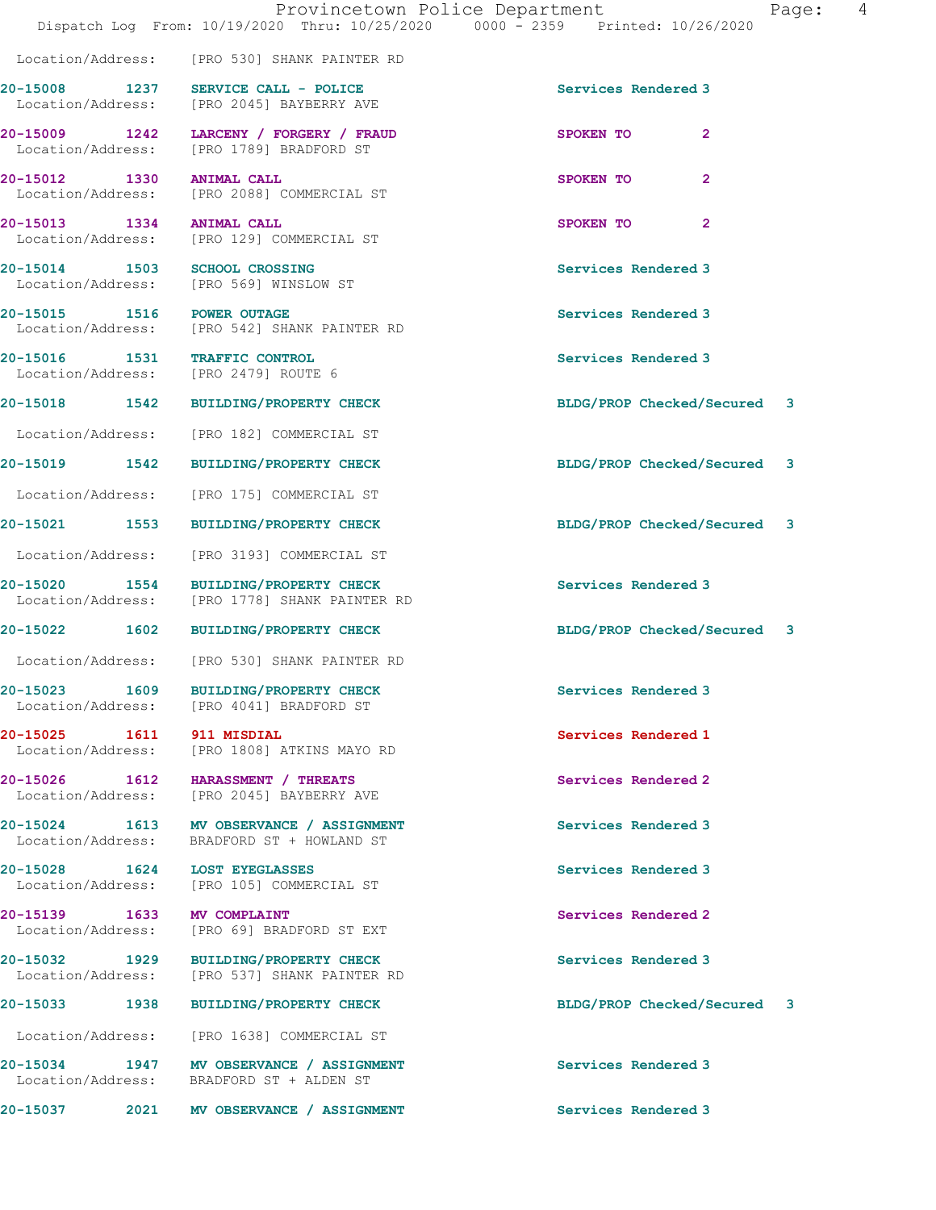Location/Address: [PRO 530] SHANK PAINTER RD

20-15008 1237 SERVICE CALL - POLICE Services Rendered 3
Location/Address: [PRO 2045] BAYBERRY AVE

20-15009 1242 LARCENY / FORGERY / FRAUD SPOKEN TO 2
Location/Address: [PRO 1789] BRADFORD ST

20-15012 1330 ANIMAL CALL SPOKEN TO 2
Location/Address: [PRO 2088] COMMERCIAL ST

20-15013 1334 ANIMAL CALL SPOKEN TO 2
Location/Address: [PRO 129] COMMERCIAL ST

20-15014 1503 SCHOOL CROSSING Services Rendered 3
Location/Address: [PRO 569] WINSLOW ST

20-15015 1516 POWER OUTAGE Services Rendered 3
Location/Address: [PRO 542] SHANK PAINTER RD

20-15016 1531 TRAFFIC CONTROL Services Rendered 3
Location/Address: [PRO 2479] ROUTE 6

20-15018 1542 BUILDING/PROPERTY CHECK BLDG/PROP Checked/Secured 3
Location/Address: [PRO 182] COMMERCIAL ST

20-15019 1542 BUILDING/PROPERTY CHECK BLDG/PROP Checked/Secured 3
Location/Address: [PRO 175] COMMERCIAL ST

20-15021 1553 BUILDING/PROPERTY CHECK BLDG/PROP Checked/Secured 3
Location/Address: [PRO 3193] COMMERCIAL ST

20-15020 1554 BUILDING/PROPERTY CHECK Services Rendered 3
Location/Address: [PRO 1778] SHANK PAINTER RD

20-15022 1602 BUILDING/PROPERTY CHECK BLDG/PROP Checked/Secured 3
Location/Address: [PRO 530] SHANK PAINTER RD

20-15023 1609 BUILDING/PROPERTY CHECK Services Rendered 3
Location/Address: [PRO 4041] BRADFORD ST

20-15025 1611 911 MISDIAL Services Rendered 1
Location/Address: [PRO 1808] ATKINS MAYO RD

20-15026 1612 HARASSMENT / THREATS Services Rendered 2
Location/Address: [PRO 2045] BAYBERRY AVE

20-15024 1613 MV OBSERVANCE / ASSIGNMENT Services Rendered 3
Location/Address: BRADFORD ST + HOWLAND ST

20-15028 1624 LOST EYEGLASSES Services Rendered 3
Location/Address: [PRO 105] COMMERCIAL ST

20-15139 1633 MV COMPLAINT Services Rendered 2
Location/Address: [PRO 69] BRADFORD ST EXT

20-15032 1929 BUILDING/PROPERTY CHECK Services Rendered 3
Location/Address: [PRO 537] SHANK PAINTER RD

20-15033 1938 BUILDING/PROPERTY CHECK BLDG/PROP Checked/Secured 3
Location/Address: [PRO 1638] COMMERCIAL ST

20-15034 1947 MV OBSERVANCE / ASSIGNMENT Services Rendered 3
Location/Address: BRADFORD ST + ALDEN ST

20-15037 2021 MV OBSERVANCE / ASSIGNMENT Services Rendered 3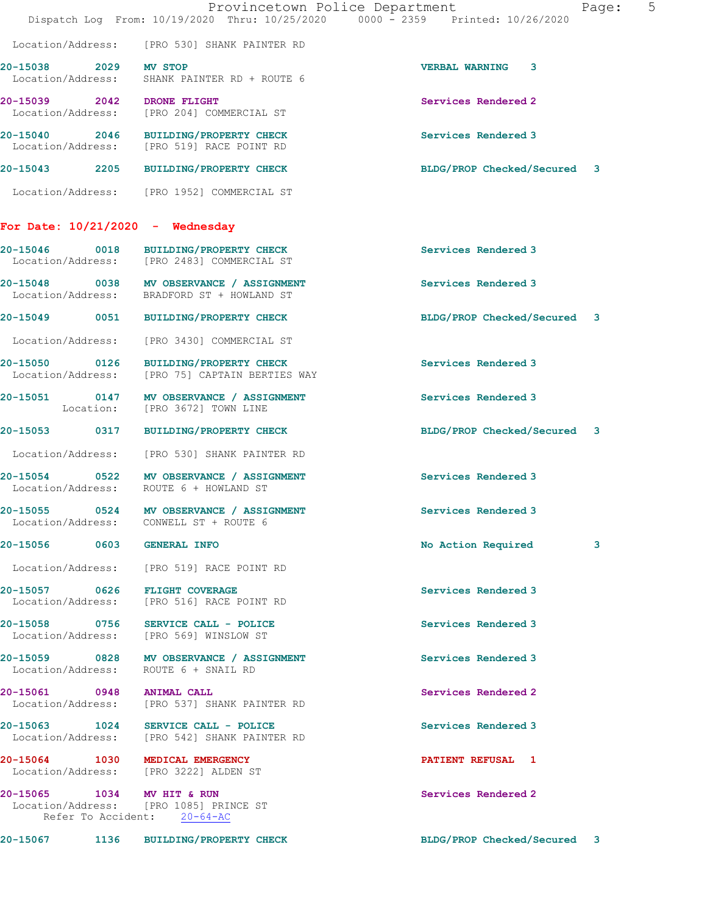Location/Address: [PRO 530] SHANK PAINTER RD

**20-15038 2029 MV STOP** VERBAL WARNING 3
Location/Address: SHANK PAINTER RD + ROUTE 6

**20-15039 2042 DRONE FLIGHT** Services Rendered 2
Location/Address: [PRO 204] COMMERCIAL ST

**20-15040 2046 BUILDING/PROPERTY CHECK** Services Rendered 3
Location/Address: [PRO 519] RACE POINT RD

**20-15043 2205 BUILDING/PROPERTY CHECK** BLDG/PROP Checked/Secured 3
Location/Address: [PRO 1952] COMMERCIAL ST

## For Date: 10/21/2020 - Wednesday

**20-15046 0018 BUILDING/PROPERTY CHECK** Services Rendered 3
Location/Address: [PRO 2483] COMMERCIAL ST

**20-15048 0038 MV OBSERVANCE / ASSIGNMENT** Services Rendered 3
Location/Address: BRADFORD ST + HOWLAND ST

**20-15049 0051 BUILDING/PROPERTY CHECK** BLDG/PROP Checked/Secured 3
Location/Address: [PRO 3430] COMMERCIAL ST

**20-15050 0126 BUILDING/PROPERTY CHECK** Services Rendered 3
Location/Address: [PRO 75] CAPTAIN BERTIES WAY

**20-15051 0147 MV OBSERVANCE / ASSIGNMENT** Services Rendered 3
Location: [PRO 3672] TOWN LINE

**20-15053 0317 BUILDING/PROPERTY CHECK** BLDG/PROP Checked/Secured 3
Location/Address: [PRO 530] SHANK PAINTER RD

**20-15054 0522 MV OBSERVANCE / ASSIGNMENT** Services Rendered 3
Location/Address: ROUTE 6 + HOWLAND ST

**20-15055 0524 MV OBSERVANCE / ASSIGNMENT** Services Rendered 3
Location/Address: CONWELL ST + ROUTE 6

**20-15056 0603 GENERAL INFO** No Action Required 3
Location/Address: [PRO 519] RACE POINT RD

**20-15057 0626 FLIGHT COVERAGE** Services Rendered 3
Location/Address: [PRO 516] RACE POINT RD

**20-15058 0756 SERVICE CALL - POLICE** Services Rendered 3
Location/Address: [PRO 569] WINSLOW ST

**20-15059 0828 MV OBSERVANCE / ASSIGNMENT** Services Rendered 3
Location/Address: ROUTE 6 + SNAIL RD

**20-15061 0948 ANIMAL CALL** Services Rendered 2
Location/Address: [PRO 537] SHANK PAINTER RD

**20-15063 1024 SERVICE CALL - POLICE** Services Rendered 3
Location/Address: [PRO 542] SHANK PAINTER RD

**20-15064 1030 MEDICAL EMERGENCY** PATIENT REFUSAL 1
Location/Address: [PRO 3222] ALDEN ST

**20-15065 1034 MV HIT & RUN** Services Rendered 2
Location/Address: [PRO 1085] PRINCE ST
Refer To Accident: 20-64-AC

**20-15067 1136 BUILDING/PROPERTY CHECK** BLDG/PROP Checked/Secured 3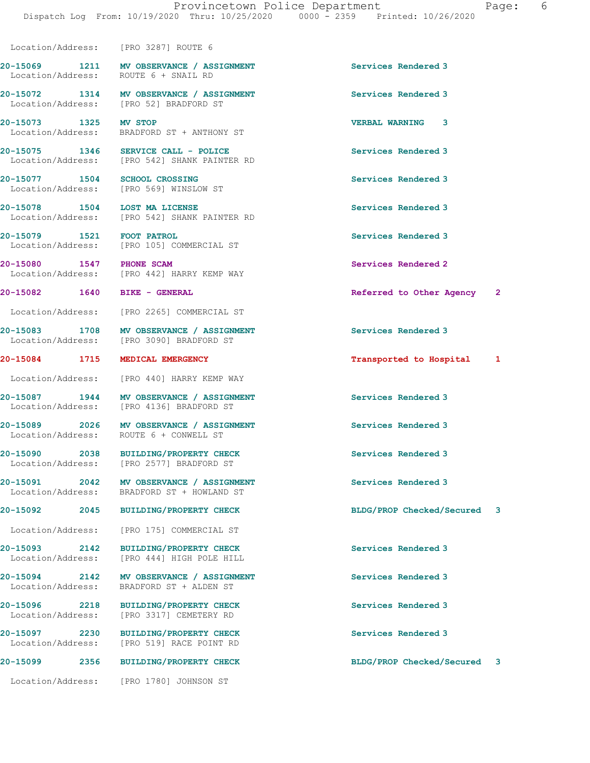Location/Address: [PRO 3287] ROUTE 6

| Call # | Time | Call Reason | Action | Priority |
|---|---|---|---|---|
| 20-15069 | 1211 | MV OBSERVANCE / ASSIGNMENT | Services Rendered | 3 |
| | | Location/Address: ROUTE 6 + SNAIL RD | | |
| 20-15072 | 1314 | MV OBSERVANCE / ASSIGNMENT | Services Rendered | 3 |
| | | Location/Address: [PRO 52] BRADFORD ST | | |
| 20-15073 | 1325 | MV STOP | VERBAL WARNING | 3 |
| | | Location/Address: BRADFORD ST + ANTHONY ST | | |
| 20-15075 | 1346 | SERVICE CALL - POLICE | Services Rendered | 3 |
| | | Location/Address: [PRO 542] SHANK PAINTER RD | | |
| 20-15077 | 1504 | SCHOOL CROSSING | Services Rendered | 3 |
| | | Location/Address: [PRO 569] WINSLOW ST | | |
| 20-15078 | 1504 | LOST MA LICENSE | Services Rendered | 3 |
| | | Location/Address: [PRO 542] SHANK PAINTER RD | | |
| 20-15079 | 1521 | FOOT PATROL | Services Rendered | 3 |
| | | Location/Address: [PRO 105] COMMERCIAL ST | | |
| 20-15080 | 1547 | PHONE SCAM | Services Rendered | 2 |
| | | Location/Address: [PRO 442] HARRY KEMP WAY | | |
| 20-15082 | 1640 | BIKE - GENERAL | Referred to Other Agency | 2 |
| | | Location/Address: [PRO 2265] COMMERCIAL ST | | |
| 20-15083 | 1708 | MV OBSERVANCE / ASSIGNMENT | Services Rendered | 3 |
| | | Location/Address: [PRO 3090] BRADFORD ST | | |
| 20-15084 | 1715 | MEDICAL EMERGENCY | Transported to Hospital | 1 |
| | | Location/Address: [PRO 440] HARRY KEMP WAY | | |
| 20-15087 | 1944 | MV OBSERVANCE / ASSIGNMENT | Services Rendered | 3 |
| | | Location/Address: [PRO 4136] BRADFORD ST | | |
| 20-15089 | 2026 | MV OBSERVANCE / ASSIGNMENT | Services Rendered | 3 |
| | | Location/Address: ROUTE 6 + CONWELL ST | | |
| 20-15090 | 2038 | BUILDING/PROPERTY CHECK | Services Rendered | 3 |
| | | Location/Address: [PRO 2577] BRADFORD ST | | |
| 20-15091 | 2042 | MV OBSERVANCE / ASSIGNMENT | Services Rendered | 3 |
| | | Location/Address: BRADFORD ST + HOWLAND ST | | |
| 20-15092 | 2045 | BUILDING/PROPERTY CHECK | BLDG/PROP Checked/Secured | 3 |
| | | Location/Address: [PRO 175] COMMERCIAL ST | | |
| 20-15093 | 2142 | BUILDING/PROPERTY CHECK | Services Rendered | 3 |
| | | Location/Address: [PRO 444] HIGH POLE HILL | | |
| 20-15094 | 2142 | MV OBSERVANCE / ASSIGNMENT | Services Rendered | 3 |
| | | Location/Address: BRADFORD ST + ALDEN ST | | |
| 20-15096 | 2218 | BUILDING/PROPERTY CHECK | Services Rendered | 3 |
| | | Location/Address: [PRO 3317] CEMETERY RD | | |
| 20-15097 | 2230 | BUILDING/PROPERTY CHECK | Services Rendered | 3 |
| | | Location/Address: [PRO 519] RACE POINT RD | | |
| 20-15099 | 2356 | BUILDING/PROPERTY CHECK | BLDG/PROP Checked/Secured | 3 |
| | | Location/Address: [PRO 1780] JOHNSON ST | | |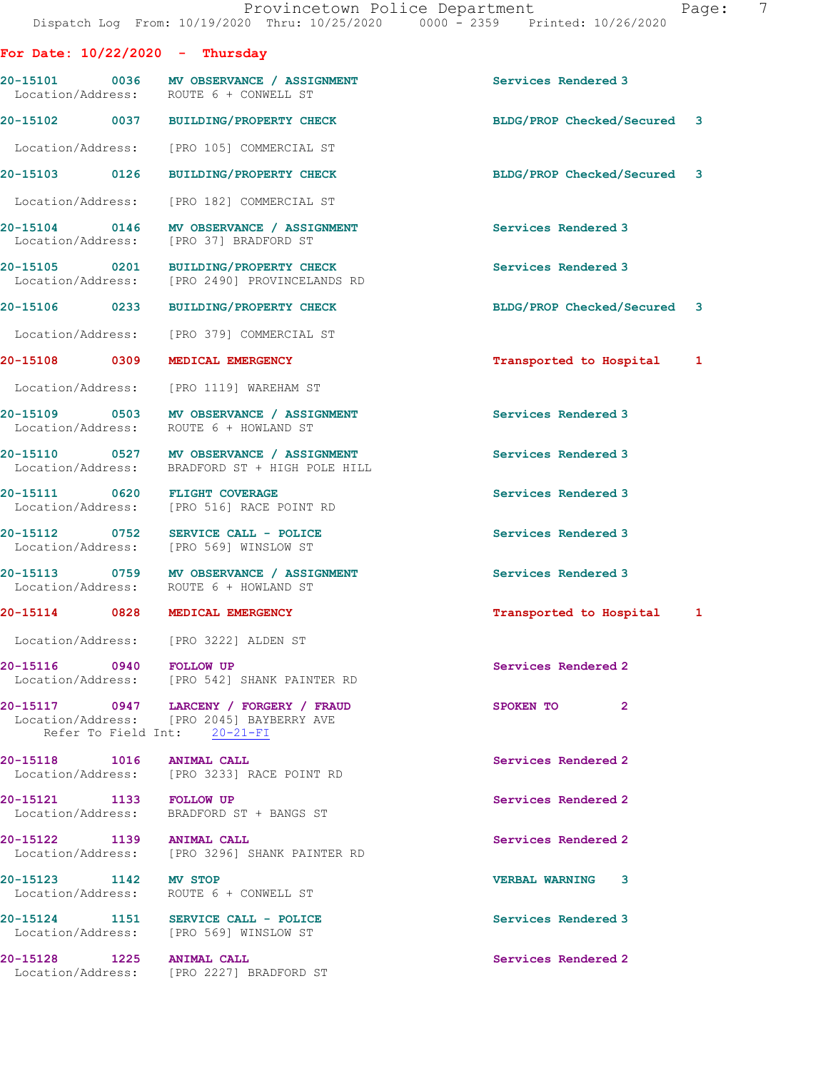## For Date: 10/22/2020 - Thursday

| Call # | Time | Call Reason | Action | Priority |
|---|---|---|---|---|
| 20-15101 | 0036 | MV OBSERVANCE / ASSIGNMENT | Services Rendered | 3 |
| | | Location/Address: ROUTE 6 + CONWELL ST | | |
| 20-15102 | 0037 | BUILDING/PROPERTY CHECK | BLDG/PROP Checked/Secured | 3 |
| | | Location/Address: [PRO 105] COMMERCIAL ST | | |
| 20-15103 | 0126 | BUILDING/PROPERTY CHECK | BLDG/PROP Checked/Secured | 3 |
| | | Location/Address: [PRO 182] COMMERCIAL ST | | |
| 20-15104 | 0146 | MV OBSERVANCE / ASSIGNMENT | Services Rendered | 3 |
| | | Location/Address: [PRO 37] BRADFORD ST | | |
| 20-15105 | 0201 | BUILDING/PROPERTY CHECK | Services Rendered | 3 |
| | | Location/Address: [PRO 2490] PROVINCELANDS RD | | |
| 20-15106 | 0233 | BUILDING/PROPERTY CHECK | BLDG/PROP Checked/Secured | 3 |
| | | Location/Address: [PRO 379] COMMERCIAL ST | | |
| 20-15108 | 0309 | MEDICAL EMERGENCY | Transported to Hospital | 1 |
| | | Location/Address: [PRO 1119] WAREHAM ST | | |
| 20-15109 | 0503 | MV OBSERVANCE / ASSIGNMENT | Services Rendered | 3 |
| | | Location/Address: ROUTE 6 + HOWLAND ST | | |
| 20-15110 | 0527 | MV OBSERVANCE / ASSIGNMENT | Services Rendered | 3 |
| | | Location/Address: BRADFORD ST + HIGH POLE HILL | | |
| 20-15111 | 0620 | FLIGHT COVERAGE | Services Rendered | 3 |
| | | Location/Address: [PRO 516] RACE POINT RD | | |
| 20-15112 | 0752 | SERVICE CALL - POLICE | Services Rendered | 3 |
| | | Location/Address: [PRO 569] WINSLOW ST | | |
| 20-15113 | 0759 | MV OBSERVANCE / ASSIGNMENT | Services Rendered | 3 |
| | | Location/Address: ROUTE 6 + HOWLAND ST | | |
| 20-15114 | 0828 | MEDICAL EMERGENCY | Transported to Hospital | 1 |
| | | Location/Address: [PRO 3222] ALDEN ST | | |
| 20-15116 | 0940 | FOLLOW UP | Services Rendered | 2 |
| | | Location/Address: [PRO 542] SHANK PAINTER RD | | |
| 20-15117 | 0947 | LARCENY / FORGERY / FRAUD | SPOKEN TO | 2 |
| | | Location/Address: [PRO 2045] BAYBERRY AVE; Refer To Field Int: 20-21-FI | | |
| 20-15118 | 1016 | ANIMAL CALL | Services Rendered | 2 |
| | | Location/Address: [PRO 3233] RACE POINT RD | | |
| 20-15121 | 1133 | FOLLOW UP | Services Rendered | 2 |
| | | Location/Address: BRADFORD ST + BANGS ST | | |
| 20-15122 | 1139 | ANIMAL CALL | Services Rendered | 2 |
| | | Location/Address: [PRO 3296] SHANK PAINTER RD | | |
| 20-15123 | 1142 | MV STOP | VERBAL WARNING | 3 |
| | | Location/Address: ROUTE 6 + CONWELL ST | | |
| 20-15124 | 1151 | SERVICE CALL - POLICE | Services Rendered | 3 |
| | | Location/Address: [PRO 569] WINSLOW ST | | |
| 20-15128 | 1225 | ANIMAL CALL | Services Rendered | 2 |
| | | Location/Address: [PRO 2227] BRADFORD ST | | |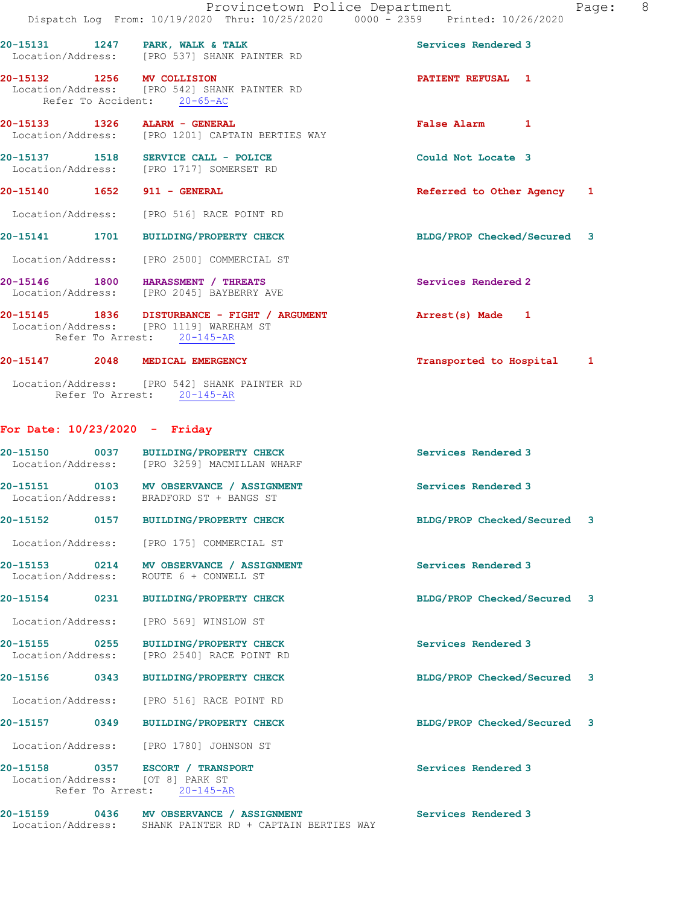20-15131 1247 PARK, WALK & TALK Services Rendered 3
Location/Address: [PRO 537] SHANK PAINTER RD

20-15132 1256 MV COLLISION PATIENT REFUSAL 1
Location/Address: [PRO 542] SHANK PAINTER RD
Refer To Accident: 20-65-AC

20-15133 1326 ALARM - GENERAL False Alarm 1
Location/Address: [PRO 1201] CAPTAIN BERTIES WAY

20-15137 1518 SERVICE CALL - POLICE Could Not Locate 3
Location/Address: [PRO 1717] SOMERSET RD

20-15140 1652 911 - GENERAL Referred to Other Agency 1
Location/Address: [PRO 516] RACE POINT RD

20-15141 1701 BUILDING/PROPERTY CHECK BLDG/PROP Checked/Secured 3
Location/Address: [PRO 2500] COMMERCIAL ST

20-15146 1800 HARASSMENT / THREATS Services Rendered 2
Location/Address: [PRO 2045] BAYBERRY AVE

20-15145 1836 DISTURBANCE - FIGHT / ARGUMENT Arrest(s) Made 1
Location/Address: [PRO 1119] WAREHAM ST
Refer To Arrest: 20-145-AR

20-15147 2048 MEDICAL EMERGENCY Transported to Hospital 1
Location/Address: [PRO 542] SHANK PAINTER RD
Refer To Arrest: 20-145-AR

## For Date: 10/23/2020 - Friday

20-15150 0037 BUILDING/PROPERTY CHECK Services Rendered 3
Location/Address: [PRO 3259] MACMILLAN WHARF

20-15151 0103 MV OBSERVANCE / ASSIGNMENT Services Rendered 3
Location/Address: BRADFORD ST + BANGS ST

20-15152 0157 BUILDING/PROPERTY CHECK BLDG/PROP Checked/Secured 3
Location/Address: [PRO 175] COMMERCIAL ST

20-15153 0214 MV OBSERVANCE / ASSIGNMENT Services Rendered 3
Location/Address: ROUTE 6 + CONWELL ST

20-15154 0231 BUILDING/PROPERTY CHECK BLDG/PROP Checked/Secured 3
Location/Address: [PRO 569] WINSLOW ST

20-15155 0255 BUILDING/PROPERTY CHECK Services Rendered 3
Location/Address: [PRO 2540] RACE POINT RD

20-15156 0343 BUILDING/PROPERTY CHECK BLDG/PROP Checked/Secured 3
Location/Address: [PRO 516] RACE POINT RD

20-15157 0349 BUILDING/PROPERTY CHECK BLDG/PROP Checked/Secured 3
Location/Address: [PRO 1780] JOHNSON ST

20-15158 0357 ESCORT / TRANSPORT Services Rendered 3
Location/Address: [OT 8] PARK ST
Refer To Arrest: 20-145-AR

20-15159 0436 MV OBSERVANCE / ASSIGNMENT Services Rendered 3
Location/Address: SHANK PAINTER RD + CAPTAIN BERTIES WAY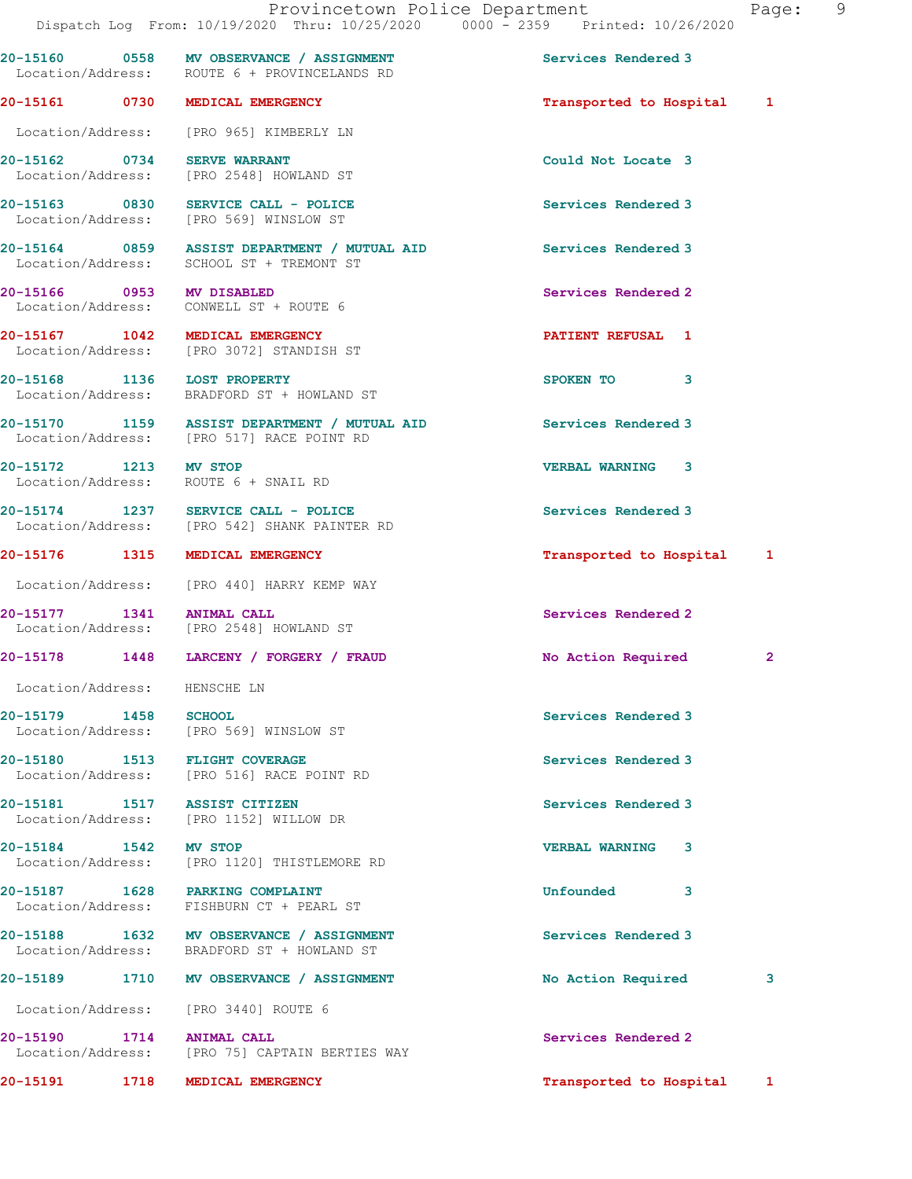20-15160 0558 MV OBSERVANCE / ASSIGNMENT Services Rendered 3
Location/Address: ROUTE 6 + PROVINCELANDS RD

20-15161 0730 MEDICAL EMERGENCY Transported to Hospital 1
Location/Address: [PRO 965] KIMBERLY LN

20-15162 0734 SERVE WARRANT Could Not Locate 3
Location/Address: [PRO 2548] HOWLAND ST

20-15163 0830 SERVICE CALL - POLICE Services Rendered 3
Location/Address: [PRO 569] WINSLOW ST

20-15164 0859 ASSIST DEPARTMENT / MUTUAL AID Services Rendered 3
Location/Address: SCHOOL ST + TREMONT ST

20-15166 0953 MV DISABLED Services Rendered 2
Location/Address: CONWELL ST + ROUTE 6

20-15167 1042 MEDICAL EMERGENCY PATIENT REFUSAL 1
Location/Address: [PRO 3072] STANDISH ST

20-15168 1136 LOST PROPERTY SPOKEN TO 3
Location/Address: BRADFORD ST + HOWLAND ST

20-15170 1159 ASSIST DEPARTMENT / MUTUAL AID Services Rendered 3
Location/Address: [PRO 517] RACE POINT RD

20-15172 1213 MV STOP VERBAL WARNING 3
Location/Address: ROUTE 6 + SNAIL RD

20-15174 1237 SERVICE CALL - POLICE Services Rendered 3
Location/Address: [PRO 542] SHANK PAINTER RD

20-15176 1315 MEDICAL EMERGENCY Transported to Hospital 1
Location/Address: [PRO 440] HARRY KEMP WAY

20-15177 1341 ANIMAL CALL Services Rendered 2
Location/Address: [PRO 2548] HOWLAND ST

20-15178 1448 LARCENY / FORGERY / FRAUD No Action Required 2
Location/Address: HENSCHE LN

20-15179 1458 SCHOOL Services Rendered 3
Location/Address: [PRO 569] WINSLOW ST

20-15180 1513 FLIGHT COVERAGE Services Rendered 3
Location/Address: [PRO 516] RACE POINT RD

20-15181 1517 ASSIST CITIZEN Services Rendered 3
Location/Address: [PRO 1152] WILLOW DR

20-15184 1542 MV STOP VERBAL WARNING 3
Location/Address: [PRO 1120] THISTLEMORE RD

20-15187 1628 PARKING COMPLAINT Unfounded 3
Location/Address: FISHBURN CT + PEARL ST

20-15188 1632 MV OBSERVANCE / ASSIGNMENT Services Rendered 3
Location/Address: BRADFORD ST + HOWLAND ST

20-15189 1710 MV OBSERVANCE / ASSIGNMENT No Action Required 3
Location/Address: [PRO 3440] ROUTE 6

20-15190 1714 ANIMAL CALL Services Rendered 2
Location/Address: [PRO 75] CAPTAIN BERTIES WAY

20-15191 1718 MEDICAL EMERGENCY Transported to Hospital 1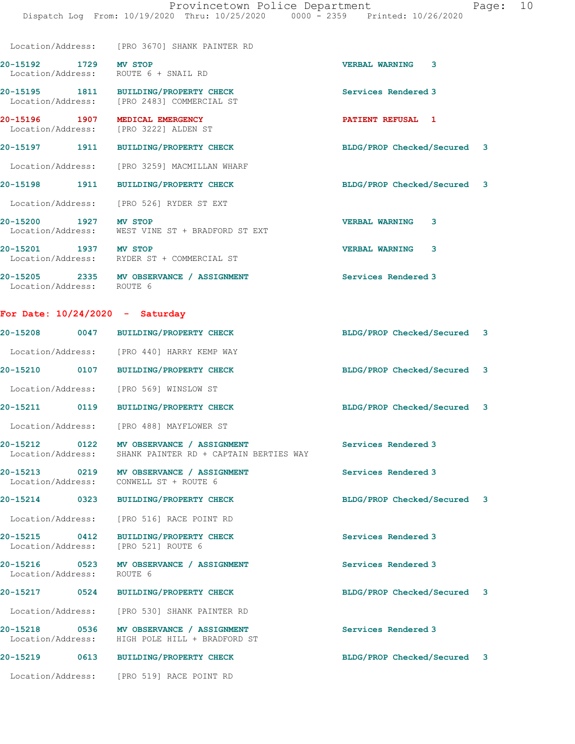Location/Address: [PRO 3670] SHANK PAINTER RD

| Call # | Time | Call Type | Disposition |
|---|---|---|---|
| 20-15192 | 1729 | MV STOP | VERBAL WARNING 3 |
| | | Location/Address: ROUTE 6 + SNAIL RD | |
| 20-15195 | 1811 | BUILDING/PROPERTY CHECK | Services Rendered 3 |
| | | Location/Address: [PRO 2483] COMMERCIAL ST | |
| 20-15196 | 1907 | MEDICAL EMERGENCY | PATIENT REFUSAL 1 |
| | | Location/Address: [PRO 3222] ALDEN ST | |
| 20-15197 | 1911 | BUILDING/PROPERTY CHECK | BLDG/PROP Checked/Secured 3 |
| | | Location/Address: [PRO 3259] MACMILLAN WHARF | |
| 20-15198 | 1911 | BUILDING/PROPERTY CHECK | BLDG/PROP Checked/Secured 3 |
| | | Location/Address: [PRO 526] RYDER ST EXT | |
| 20-15200 | 1927 | MV STOP | VERBAL WARNING 3 |
| | | Location/Address: WEST VINE ST + BRADFORD ST EXT | |
| 20-15201 | 1937 | MV STOP | VERBAL WARNING 3 |
| | | Location/Address: RYDER ST + COMMERCIAL ST | |
| 20-15205 | 2335 | MV OBSERVANCE / ASSIGNMENT | Services Rendered 3 |
| | | Location/Address: ROUTE 6 | |

## For Date: 10/24/2020 - Saturday

| Call # | Time | Call Type | Disposition |
|---|---|---|---|
| 20-15208 | 0047 | BUILDING/PROPERTY CHECK | BLDG/PROP Checked/Secured 3 |
| | | Location/Address: [PRO 440] HARRY KEMP WAY | |
| 20-15210 | 0107 | BUILDING/PROPERTY CHECK | BLDG/PROP Checked/Secured 3 |
| | | Location/Address: [PRO 569] WINSLOW ST | |
| 20-15211 | 0119 | BUILDING/PROPERTY CHECK | BLDG/PROP Checked/Secured 3 |
| | | Location/Address: [PRO 488] MAYFLOWER ST | |
| 20-15212 | 0122 | MV OBSERVANCE / ASSIGNMENT | Services Rendered 3 |
| | | Location/Address: SHANK PAINTER RD + CAPTAIN BERTIES WAY | |
| 20-15213 | 0219 | MV OBSERVANCE / ASSIGNMENT | Services Rendered 3 |
| | | Location/Address: CONWELL ST + ROUTE 6 | |
| 20-15214 | 0323 | BUILDING/PROPERTY CHECK | BLDG/PROP Checked/Secured 3 |
| | | Location/Address: [PRO 516] RACE POINT RD | |
| 20-15215 | 0412 | BUILDING/PROPERTY CHECK | Services Rendered 3 |
| | | Location/Address: [PRO 521] ROUTE 6 | |
| 20-15216 | 0523 | MV OBSERVANCE / ASSIGNMENT | Services Rendered 3 |
| | | Location/Address: ROUTE 6 | |
| 20-15217 | 0524 | BUILDING/PROPERTY CHECK | BLDG/PROP Checked/Secured 3 |
| | | Location/Address: [PRO 530] SHANK PAINTER RD | |
| 20-15218 | 0536 | MV OBSERVANCE / ASSIGNMENT | Services Rendered 3 |
| | | Location/Address: HIGH POLE HILL + BRADFORD ST | |
| 20-15219 | 0613 | BUILDING/PROPERTY CHECK | BLDG/PROP Checked/Secured 3 |
| | | Location/Address: [PRO 519] RACE POINT RD | |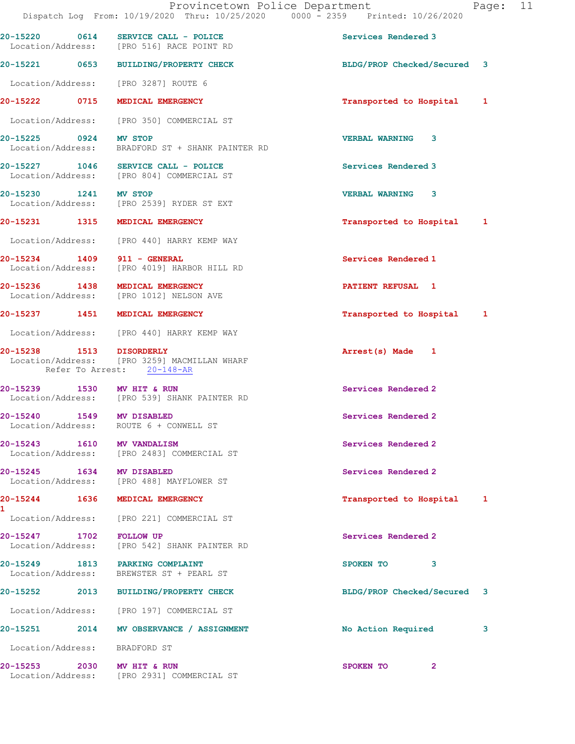20-15220 0614 SERVICE CALL - POLICE Services Rendered 3
Location/Address: [PRO 516] RACE POINT RD

20-15221 0653 BUILDING/PROPERTY CHECK BLDG/PROP Checked/Secured 3
Location/Address: [PRO 3287] ROUTE 6

20-15222 0715 MEDICAL EMERGENCY Transported to Hospital 1
Location/Address: [PRO 350] COMMERCIAL ST

20-15225 0924 MV STOP VERBAL WARNING 3
Location/Address: BRADFORD ST + SHANK PAINTER RD

20-15227 1046 SERVICE CALL - POLICE Services Rendered 3
Location/Address: [PRO 804] COMMERCIAL ST

20-15230 1241 MV STOP VERBAL WARNING 3
Location/Address: [PRO 2539] RYDER ST EXT

20-15231 1315 MEDICAL EMERGENCY Transported to Hospital 1
Location/Address: [PRO 440] HARRY KEMP WAY

20-15234 1409 911 - GENERAL Services Rendered 1
Location/Address: [PRO 4019] HARBOR HILL RD

20-15236 1438 MEDICAL EMERGENCY PATIENT REFUSAL 1
Location/Address: [PRO 1012] NELSON AVE

20-15237 1451 MEDICAL EMERGENCY Transported to Hospital 1
Location/Address: [PRO 440] HARRY KEMP WAY

20-15238 1513 DISORDERLY Arrest(s) Made 1
Location/Address: [PRO 3259] MACMILLAN WHARF
Refer To Arrest: 20-148-AR

20-15239 1530 MV HIT & RUN Services Rendered 2
Location/Address: [PRO 539] SHANK PAINTER RD

20-15240 1549 MV DISABLED Services Rendered 2
Location/Address: ROUTE 6 + CONWELL ST

20-15243 1610 MV VANDALISM Services Rendered 2
Location/Address: [PRO 2483] COMMERCIAL ST

20-15245 1634 MV DISABLED Services Rendered 2
Location/Address: [PRO 488] MAYFLOWER ST

20-15244 1636 MEDICAL EMERGENCY Transported to Hospital 1
1
Location/Address: [PRO 221] COMMERCIAL ST

20-15247 1702 FOLLOW UP Services Rendered 2
Location/Address: [PRO 542] SHANK PAINTER RD

20-15249 1813 PARKING COMPLAINT SPOKEN TO 3
Location/Address: BREWSTER ST + PEARL ST

20-15252 2013 BUILDING/PROPERTY CHECK BLDG/PROP Checked/Secured 3
Location/Address: [PRO 197] COMMERCIAL ST

20-15251 2014 MV OBSERVANCE / ASSIGNMENT No Action Required 3
Location/Address: BRADFORD ST

20-15253 2030 MV HIT & RUN SPOKEN TO 2
Location/Address: [PRO 2931] COMMERCIAL ST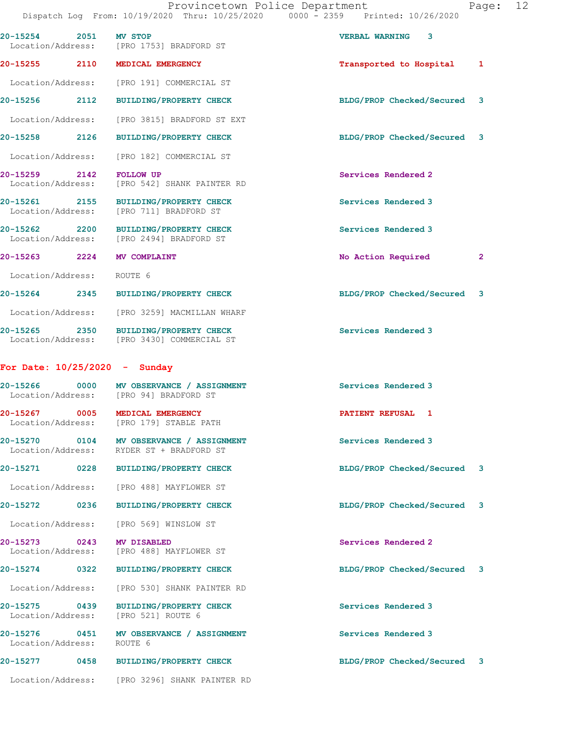| Call Number | Time | Call Reason | Action | Priority |
|---|---|---|---|---|
| 20-15254 | 2051 | MV STOP | VERBAL WARNING | 3 |
| Location/Address: | | [PRO 1753] BRADFORD ST | | |
| 20-15255 | 2110 | MEDICAL EMERGENCY | Transported to Hospital | 1 |
| Location/Address: | | [PRO 191] COMMERCIAL ST | | |
| 20-15256 | 2112 | BUILDING/PROPERTY CHECK | BLDG/PROP Checked/Secured | 3 |
| Location/Address: | | [PRO 3815] BRADFORD ST EXT | | |
| 20-15258 | 2126 | BUILDING/PROPERTY CHECK | BLDG/PROP Checked/Secured | 3 |
| Location/Address: | | [PRO 182] COMMERCIAL ST | | |
| 20-15259 | 2142 | FOLLOW UP | Services Rendered | 2 |
| Location/Address: | | [PRO 542] SHANK PAINTER RD | | |
| 20-15261 | 2155 | BUILDING/PROPERTY CHECK | Services Rendered | 3 |
| Location/Address: | | [PRO 711] BRADFORD ST | | |
| 20-15262 | 2200 | BUILDING/PROPERTY CHECK | Services Rendered | 3 |
| Location/Address: | | [PRO 2494] BRADFORD ST | | |
| 20-15263 | 2224 | MV COMPLAINT | No Action Required | 2 |
| Location/Address: | | ROUTE 6 | | |
| 20-15264 | 2345 | BUILDING/PROPERTY CHECK | BLDG/PROP Checked/Secured | 3 |
| Location/Address: | | [PRO 3259] MACMILLAN WHARF | | |
| 20-15265 | 2350 | BUILDING/PROPERTY CHECK | Services Rendered | 3 |
| Location/Address: | | [PRO 3430] COMMERCIAL ST | | |

**For Date: 10/25/2020 - Sunday**

| Call Number | Time | Call Reason | Action | Priority |
|---|---|---|---|---|
| 20-15266 | 0000 | MV OBSERVANCE / ASSIGNMENT | Services Rendered | 3 |
| Location/Address: | | [PRO 94] BRADFORD ST | | |
| 20-15267 | 0005 | MEDICAL EMERGENCY | PATIENT REFUSAL | 1 |
| Location/Address: | | [PRO 179] STABLE PATH | | |
| 20-15270 | 0104 | MV OBSERVANCE / ASSIGNMENT | Services Rendered | 3 |
| Location/Address: | | RYDER ST + BRADFORD ST | | |
| 20-15271 | 0228 | BUILDING/PROPERTY CHECK | BLDG/PROP Checked/Secured | 3 |
| Location/Address: | | [PRO 488] MAYFLOWER ST | | |
| 20-15272 | 0236 | BUILDING/PROPERTY CHECK | BLDG/PROP Checked/Secured | 3 |
| Location/Address: | | [PRO 569] WINSLOW ST | | |
| 20-15273 | 0243 | MV DISABLED | Services Rendered | 2 |
| Location/Address: | | [PRO 488] MAYFLOWER ST | | |
| 20-15274 | 0322 | BUILDING/PROPERTY CHECK | BLDG/PROP Checked/Secured | 3 |
| Location/Address: | | [PRO 530] SHANK PAINTER RD | | |
| 20-15275 | 0439 | BUILDING/PROPERTY CHECK | Services Rendered | 3 |
| Location/Address: | | [PRO 521] ROUTE 6 | | |
| 20-15276 | 0451 | MV OBSERVANCE / ASSIGNMENT | Services Rendered | 3 |
| Location/Address: | | ROUTE 6 | | |
| 20-15277 | 0458 | BUILDING/PROPERTY CHECK | BLDG/PROP Checked/Secured | 3 |
| Location/Address: | | [PRO 3296] SHANK PAINTER RD | | |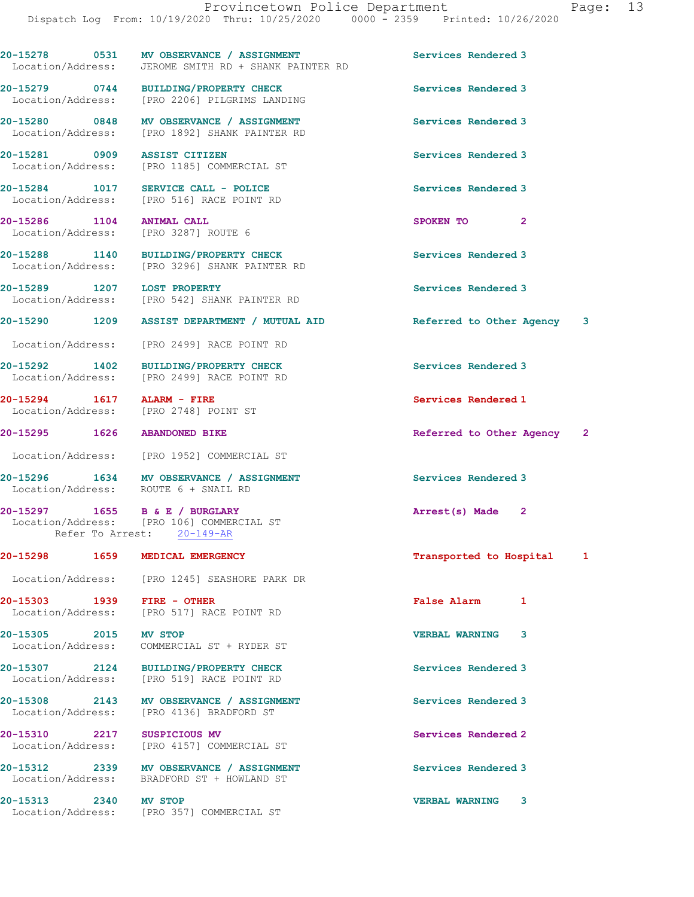20-15278 0531 MV OBSERVANCE / ASSIGNMENT Services Rendered 3
Location/Address: JEROME SMITH RD + SHANK PAINTER RD

20-15279 0744 BUILDING/PROPERTY CHECK Services Rendered 3
Location/Address: [PRO 2206] PILGRIMS LANDING

20-15280 0848 MV OBSERVANCE / ASSIGNMENT Services Rendered 3
Location/Address: [PRO 1892] SHANK PAINTER RD

20-15281 0909 ASSIST CITIZEN Services Rendered 3
Location/Address: [PRO 1185] COMMERCIAL ST

20-15284 1017 SERVICE CALL - POLICE Services Rendered 3
Location/Address: [PRO 516] RACE POINT RD

20-15286 1104 ANIMAL CALL SPOKEN TO 2
Location/Address: [PRO 3287] ROUTE 6

20-15288 1140 BUILDING/PROPERTY CHECK Services Rendered 3
Location/Address: [PRO 3296] SHANK PAINTER RD

20-15289 1207 LOST PROPERTY Services Rendered 3
Location/Address: [PRO 542] SHANK PAINTER RD

20-15290 1209 ASSIST DEPARTMENT / MUTUAL AID Referred to Other Agency 3
Location/Address: [PRO 2499] RACE POINT RD

20-15292 1402 BUILDING/PROPERTY CHECK Services Rendered 3
Location/Address: [PRO 2499] RACE POINT RD

20-15294 1617 ALARM - FIRE Services Rendered 1
Location/Address: [PRO 2748] POINT ST

20-15295 1626 ABANDONED BIKE Referred to Other Agency 2
Location/Address: [PRO 1952] COMMERCIAL ST

20-15296 1634 MV OBSERVANCE / ASSIGNMENT Services Rendered 3
Location/Address: ROUTE 6 + SNAIL RD

20-15297 1655 B & E / BURGLARY Arrest(s) Made 2
Location/Address: [PRO 106] COMMERCIAL ST
Refer To Arrest: 20-149-AR

20-15298 1659 MEDICAL EMERGENCY Transported to Hospital 1
Location/Address: [PRO 1245] SEASHORE PARK DR

20-15303 1939 FIRE - OTHER False Alarm 1
Location/Address: [PRO 517] RACE POINT RD

20-15305 2015 MV STOP VERBAL WARNING 3
Location/Address: COMMERCIAL ST + RYDER ST

20-15307 2124 BUILDING/PROPERTY CHECK Services Rendered 3
Location/Address: [PRO 519] RACE POINT RD

20-15308 2143 MV OBSERVANCE / ASSIGNMENT Services Rendered 3
Location/Address: [PRO 4136] BRADFORD ST

20-15310 2217 SUSPICIOUS MV Services Rendered 2
Location/Address: [PRO 4157] COMMERCIAL ST

20-15312 2339 MV OBSERVANCE / ASSIGNMENT Services Rendered 3
Location/Address: BRADFORD ST + HOWLAND ST

20-15313 2340 MV STOP VERBAL WARNING 3
Location/Address: [PRO 357] COMMERCIAL ST